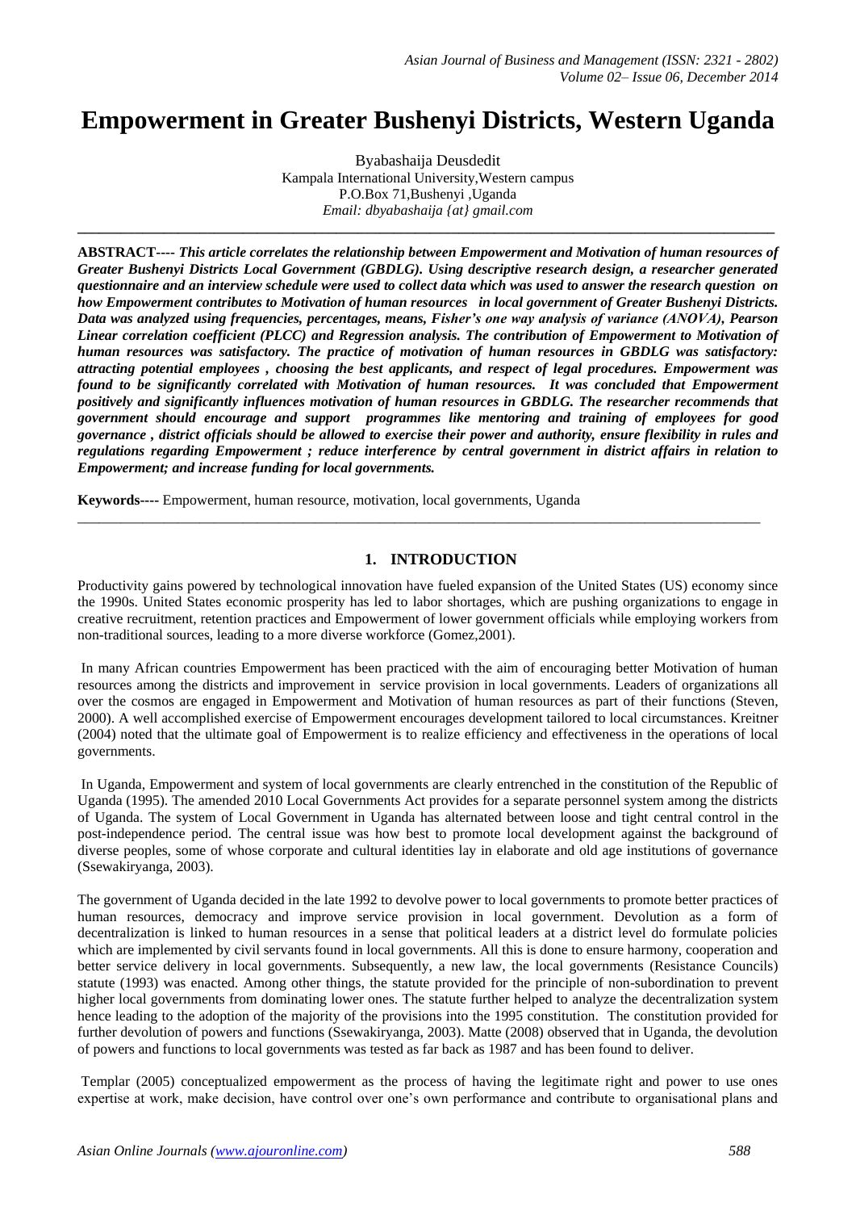# Empowerment in Greater Bushenyi Districts, Western Uganda

Byabashaija Deusdedit
Kampala International University,Western campus
P.O.Box 71,Bushenyi ,Uganda
*Email: dbyabashaija {at} gmail.com*

---

**ABSTRACT----** ***This article correlates the relationship between Empowerment and Motivation of human resources of Greater Bushenyi Districts Local Government (GBDLG). Using descriptive research design, a researcher generated questionnaire and an interview schedule were used to collect data which was used to answer the research question on how Empowerment contributes to Motivation of human resources in local government of Greater Bushenyi Districts. Data was analyzed using frequencies, percentages, means, Fisher's one way analysis of variance (ANOVA), Pearson Linear correlation coefficient (PLCC) and Regression analysis. The contribution of Empowerment to Motivation of human resources was satisfactory. The practice of motivation of human resources in GBDLG was satisfactory: attracting potential employees , choosing the best applicants, and respect of legal procedures. Empowerment was found to be significantly correlated with Motivation of human resources. It was concluded that Empowerment positively and significantly influences motivation of human resources in GBDLG. The researcher recommends that government should encourage and support programmes like mentoring and training of employees for good governance , district officials should be allowed to exercise their power and authority, ensure flexibility in rules and regulations regarding Empowerment ; reduce interference by central government in district affairs in relation to Empowerment; and increase funding for local governments.***

**Keywords----** Empowerment, human resource, motivation, local governments, Uganda

---

## 1. INTRODUCTION

Productivity gains powered by technological innovation have fueled expansion of the United States (US) economy since the 1990s. United States economic prosperity has led to labor shortages, which are pushing organizations to engage in creative recruitment, retention practices and Empowerment of lower government officials while employing workers from non-traditional sources, leading to a more diverse workforce (Gomez,2001).

In many African countries Empowerment has been practiced with the aim of encouraging better Motivation of human resources among the districts and improvement in service provision in local governments. Leaders of organizations all over the cosmos are engaged in Empowerment and Motivation of human resources as part of their functions (Steven, 2000). A well accomplished exercise of Empowerment encourages development tailored to local circumstances. Kreitner (2004) noted that the ultimate goal of Empowerment is to realize efficiency and effectiveness in the operations of local governments.

In Uganda, Empowerment and system of local governments are clearly entrenched in the constitution of the Republic of Uganda (1995). The amended 2010 Local Governments Act provides for a separate personnel system among the districts of Uganda. The system of Local Government in Uganda has alternated between loose and tight central control in the post-independence period. The central issue was how best to promote local development against the background of diverse peoples, some of whose corporate and cultural identities lay in elaborate and old age institutions of governance (Ssewakiryanga, 2003).

The government of Uganda decided in the late 1992 to devolve power to local governments to promote better practices of human resources, democracy and improve service provision in local government. Devolution as a form of decentralization is linked to human resources in a sense that political leaders at a district level do formulate policies which are implemented by civil servants found in local governments. All this is done to ensure harmony, cooperation and better service delivery in local governments. Subsequently, a new law, the local governments (Resistance Councils) statute (1993) was enacted. Among other things, the statute provided for the principle of non-subordination to prevent higher local governments from dominating lower ones. The statute further helped to analyze the decentralization system hence leading to the adoption of the majority of the provisions into the 1995 constitution. The constitution provided for further devolution of powers and functions (Ssewakiryanga, 2003). Matte (2008) observed that in Uganda, the devolution of powers and functions to local governments was tested as far back as 1987 and has been found to deliver.

Templar (2005) conceptualized empowerment as the process of having the legitimate right and power to use ones expertise at work, make decision, have control over one's own performance and contribute to organisational plans and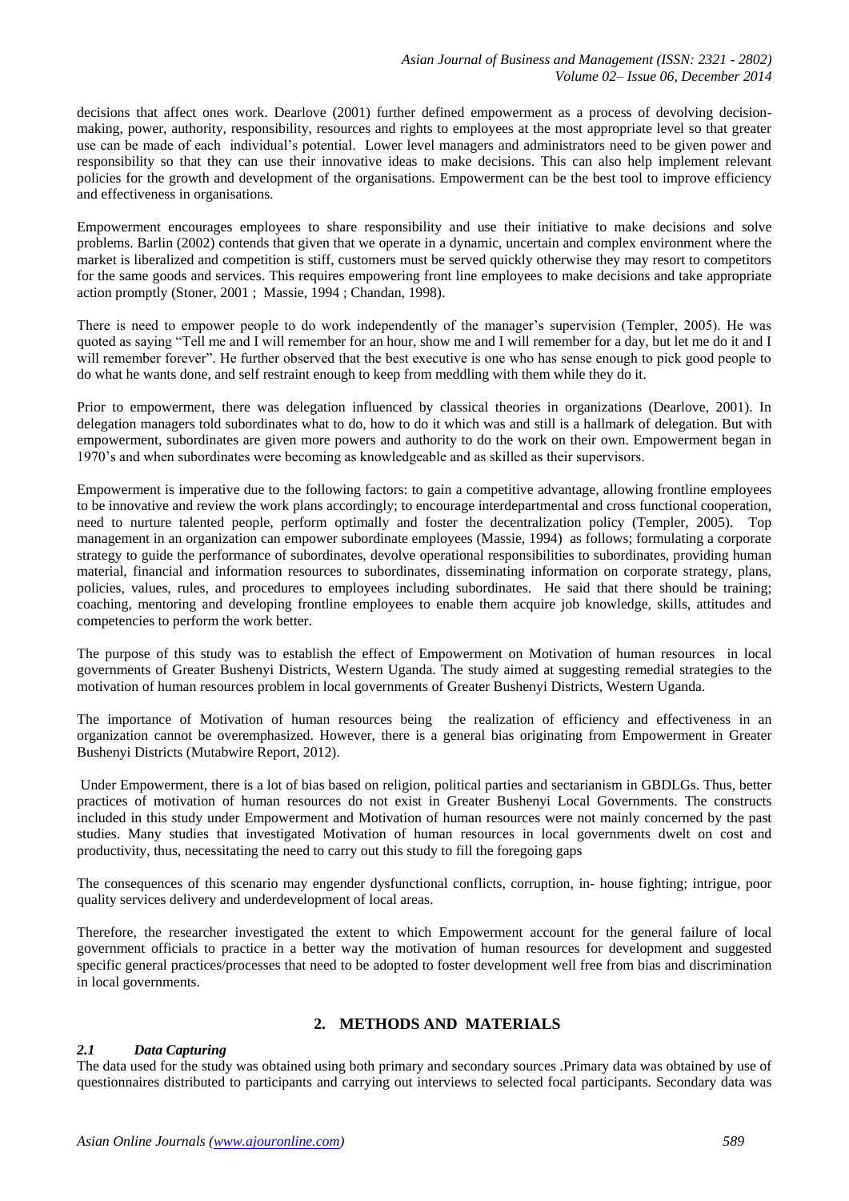decisions that affect ones work. Dearlove (2001) further defined empowerment as a process of devolving decision-making, power, authority, responsibility, resources and rights to employees at the most appropriate level so that greater use can be made of each individual's potential. Lower level managers and administrators need to be given power and responsibility so that they can use their innovative ideas to make decisions. This can also help implement relevant policies for the growth and development of the organisations. Empowerment can be the best tool to improve efficiency and effectiveness in organisations.

Empowerment encourages employees to share responsibility and use their initiative to make decisions and solve problems. Barlin (2002) contends that given that we operate in a dynamic, uncertain and complex environment where the market is liberalized and competition is stiff, customers must be served quickly otherwise they may resort to competitors for the same goods and services. This requires empowering front line employees to make decisions and take appropriate action promptly (Stoner, 2001 ; Massie, 1994 ; Chandan, 1998).

There is need to empower people to do work independently of the manager's supervision (Templer, 2005). He was quoted as saying "Tell me and I will remember for an hour, show me and I will remember for a day, but let me do it and I will remember forever". He further observed that the best executive is one who has sense enough to pick good people to do what he wants done, and self restraint enough to keep from meddling with them while they do it.

Prior to empowerment, there was delegation influenced by classical theories in organizations (Dearlove, 2001). In delegation managers told subordinates what to do, how to do it which was and still is a hallmark of delegation. But with empowerment, subordinates are given more powers and authority to do the work on their own. Empowerment began in 1970's and when subordinates were becoming as knowledgeable and as skilled as their supervisors.

Empowerment is imperative due to the following factors: to gain a competitive advantage, allowing frontline employees to be innovative and review the work plans accordingly; to encourage interdepartmental and cross functional cooperation, need to nurture talented people, perform optimally and foster the decentralization policy (Templer, 2005). Top management in an organization can empower subordinate employees (Massie, 1994) as follows; formulating a corporate strategy to guide the performance of subordinates, devolve operational responsibilities to subordinates, providing human material, financial and information resources to subordinates, disseminating information on corporate strategy, plans, policies, values, rules, and procedures to employees including subordinates. He said that there should be training; coaching, mentoring and developing frontline employees to enable them acquire job knowledge, skills, attitudes and competencies to perform the work better.

The purpose of this study was to establish the effect of Empowerment on Motivation of human resources in local governments of Greater Bushenyi Districts, Western Uganda. The study aimed at suggesting remedial strategies to the motivation of human resources problem in local governments of Greater Bushenyi Districts, Western Uganda.

The importance of Motivation of human resources being the realization of efficiency and effectiveness in an organization cannot be overemphasized. However, there is a general bias originating from Empowerment in Greater Bushenyi Districts (Mutabwire Report, 2012).

Under Empowerment, there is a lot of bias based on religion, political parties and sectarianism in GBDLGs. Thus, better practices of motivation of human resources do not exist in Greater Bushenyi Local Governments. The constructs included in this study under Empowerment and Motivation of human resources were not mainly concerned by the past studies. Many studies that investigated Motivation of human resources in local governments dwelt on cost and productivity, thus, necessitating the need to carry out this study to fill the foregoing gaps

The consequences of this scenario may engender dysfunctional conflicts, corruption, in- house fighting; intrigue, poor quality services delivery and underdevelopment of local areas.

Therefore, the researcher investigated the extent to which Empowerment account for the general failure of local government officials to practice in a better way the motivation of human resources for development and suggested specific general practices/processes that need to be adopted to foster development well free from bias and discrimination in local governments.

## 2. METHODS AND MATERIALS

### *2.1 Data Capturing*

The data used for the study was obtained using both primary and secondary sources .Primary data was obtained by use of questionnaires distributed to participants and carrying out interviews to selected focal participants. Secondary data was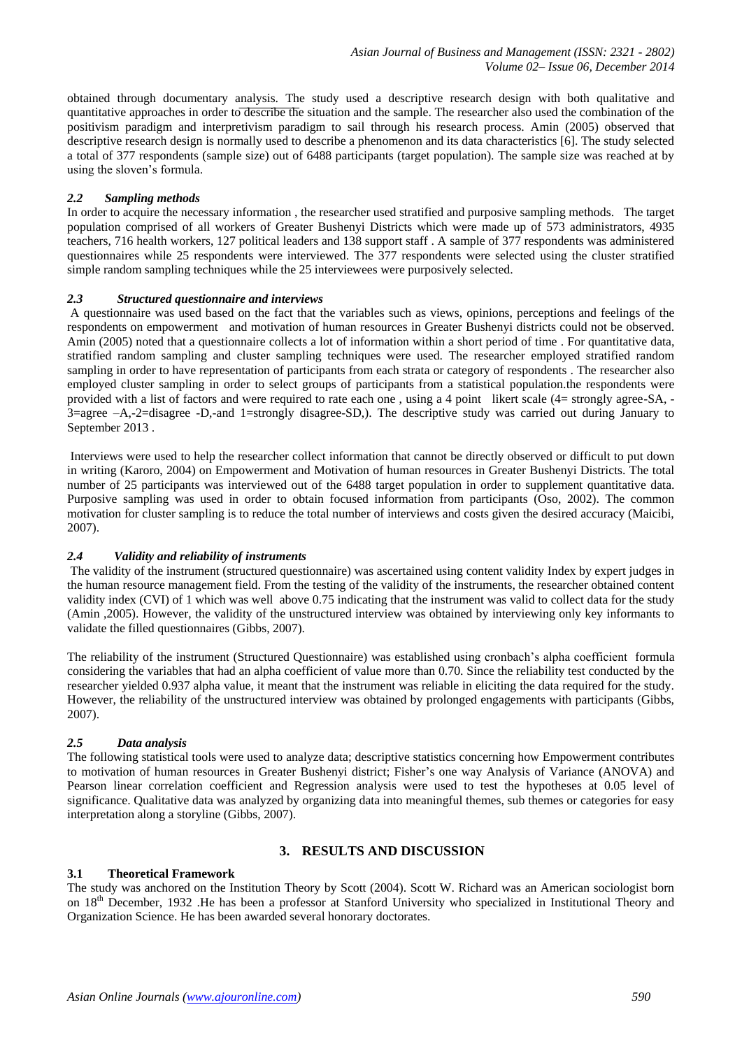obtained through documentary analysis. The study used a descriptive research design with both qualitative and quantitative approaches in order to describe the situation and the sample. The researcher also used the combination of the positivism paradigm and interpretivism paradigm to sail through his research process. Amin (2005) observed that descriptive research design is normally used to describe a phenomenon and its data characteristics [6]. The study selected a total of 377 respondents (sample size) out of 6488 participants (target population). The sample size was reached at by using the sloven's formula.

### *2.2 Sampling methods*

In order to acquire the necessary information , the researcher used stratified and purposive sampling methods. The target population comprised of all workers of Greater Bushenyi Districts which were made up of 573 administrators, 4935 teachers, 716 health workers, 127 political leaders and 138 support staff . A sample of 377 respondents was administered questionnaires while 25 respondents were interviewed. The 377 respondents were selected using the cluster stratified simple random sampling techniques while the 25 interviewees were purposively selected.

### *2.3 Structured questionnaire and interviews*

A questionnaire was used based on the fact that the variables such as views, opinions, perceptions and feelings of the respondents on empowerment and motivation of human resources in Greater Bushenyi districts could not be observed. Amin (2005) noted that a questionnaire collects a lot of information within a short period of time . For quantitative data, stratified random sampling and cluster sampling techniques were used. The researcher employed stratified random sampling in order to have representation of participants from each strata or category of respondents . The researcher also employed cluster sampling in order to select groups of participants from a statistical population.the respondents were provided with a list of factors and were required to rate each one , using a 4 point likert scale (4= strongly agree-SA, -3=agree –A,-2=disagree -D,-and 1=strongly disagree-SD,). The descriptive study was carried out during January to September 2013 .

Interviews were used to help the researcher collect information that cannot be directly observed or difficult to put down in writing (Karoro, 2004) on Empowerment and Motivation of human resources in Greater Bushenyi Districts. The total number of 25 participants was interviewed out of the 6488 target population in order to supplement quantitative data. Purposive sampling was used in order to obtain focused information from participants (Oso, 2002). The common motivation for cluster sampling is to reduce the total number of interviews and costs given the desired accuracy (Maicibi, 2007).

### *2.4 Validity and reliability of instruments*

The validity of the instrument (structured questionnaire) was ascertained using content validity Index by expert judges in the human resource management field. From the testing of the validity of the instruments, the researcher obtained content validity index (CVI) of 1 which was well above 0.75 indicating that the instrument was valid to collect data for the study (Amin ,2005). However, the validity of the unstructured interview was obtained by interviewing only key informants to validate the filled questionnaires (Gibbs, 2007).

The reliability of the instrument (Structured Questionnaire) was established using cronbach's alpha coefficient formula considering the variables that had an alpha coefficient of value more than 0.70. Since the reliability test conducted by the researcher yielded 0.937 alpha value, it meant that the instrument was reliable in eliciting the data required for the study. However, the reliability of the unstructured interview was obtained by prolonged engagements with participants (Gibbs, 2007).

### *2.5 Data analysis*

The following statistical tools were used to analyze data; descriptive statistics concerning how Empowerment contributes to motivation of human resources in Greater Bushenyi district; Fisher's one way Analysis of Variance (ANOVA) and Pearson linear correlation coefficient and Regression analysis were used to test the hypotheses at 0.05 level of significance. Qualitative data was analyzed by organizing data into meaningful themes, sub themes or categories for easy interpretation along a storyline (Gibbs, 2007).

## 3. RESULTS AND DISCUSSION

### 3.1 Theoretical Framework

The study was anchored on the Institution Theory by Scott (2004). Scott W. Richard was an American sociologist born on 18th December, 1932 .He has been a professor at Stanford University who specialized in Institutional Theory and Organization Science. He has been awarded several honorary doctorates.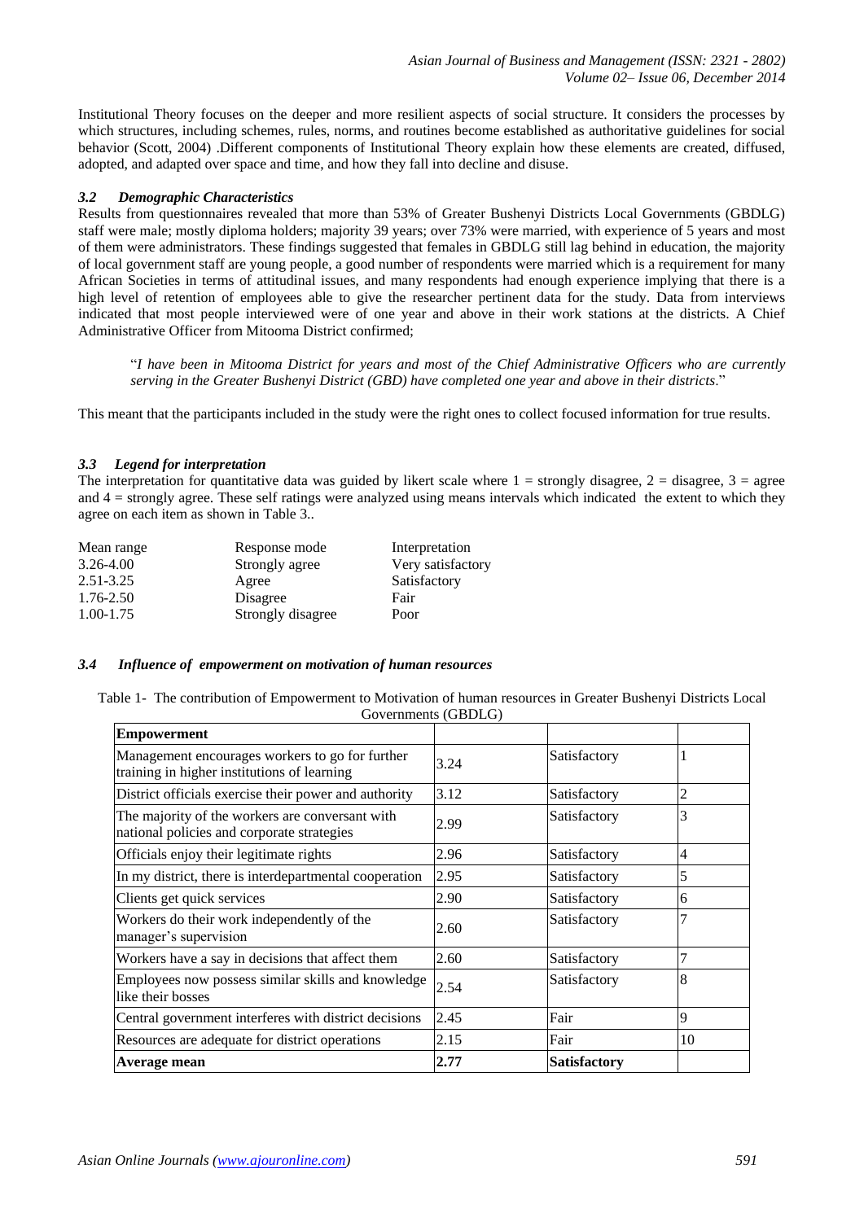Institutional Theory focuses on the deeper and more resilient aspects of social structure. It considers the processes by which structures, including schemes, rules, norms, and routines become established as authoritative guidelines for social behavior (Scott, 2004) .Different components of Institutional Theory explain how these elements are created, diffused, adopted, and adapted over space and time, and how they fall into decline and disuse.

### *3.2 Demographic Characteristics*

Results from questionnaires revealed that more than 53% of Greater Bushenyi Districts Local Governments (GBDLG) staff were male; mostly diploma holders; majority 39 years; over 73% were married, with experience of 5 years and most of them were administrators. These findings suggested that females in GBDLG still lag behind in education, the majority of local government staff are young people, a good number of respondents were married which is a requirement for many African Societies in terms of attitudinal issues, and many respondents had enough experience implying that there is a high level of retention of employees able to give the researcher pertinent data for the study. Data from interviews indicated that most people interviewed were of one year and above in their work stations at the districts. A Chief Administrative Officer from Mitooma District confirmed;

> "*I have been in Mitooma District for years and most of the Chief Administrative Officers who are currently serving in the Greater Bushenyi District (GBD) have completed one year and above in their districts*."

This meant that the participants included in the study were the right ones to collect focused information for true results.

### *3.3 Legend for interpretation*

The interpretation for quantitative data was guided by likert scale where 1 = strongly disagree, 2 = disagree, 3 = agree and 4 = strongly agree. These self ratings were analyzed using means intervals which indicated the extent to which they agree on each item as shown in Table 3..

| Mean range | Response mode | Interpretation |
|---|---|---|
| 3.26-4.00 | Strongly agree | Very satisfactory |
| 2.51-3.25 | Agree | Satisfactory |
| 1.76-2.50 | Disagree | Fair |
| 1.00-1.75 | Strongly disagree | Poor |

### *3.4 Influence of empowerment on motivation of human resources*

Table 1- The contribution of Empowerment to Motivation of human resources in Greater Bushenyi Districts Local Governments (GBDLG)

| **Empowerment** | | | |
|---|---|---|---|
| Management encourages workers to go for further training in higher institutions of learning | 3.24 | Satisfactory | 1 |
| District officials exercise their power and authority | 3.12 | Satisfactory | 2 |
| The majority of the workers are conversant with national policies and corporate strategies | 2.99 | Satisfactory | 3 |
| Officials enjoy their legitimate rights | 2.96 | Satisfactory | 4 |
| In my district, there is interdepartmental cooperation | 2.95 | Satisfactory | 5 |
| Clients get quick services | 2.90 | Satisfactory | 6 |
| Workers do their work independently of the manager's supervision | 2.60 | Satisfactory | 7 |
| Workers have a say in decisions that affect them | 2.60 | Satisfactory | 7 |
| Employees now possess similar skills and knowledge like their bosses | 2.54 | Satisfactory | 8 |
| Central government interferes with district decisions | 2.45 | Fair | 9 |
| Resources are adequate for district operations | 2.15 | Fair | 10 |
| **Average mean** | **2.77** | **Satisfactory** | |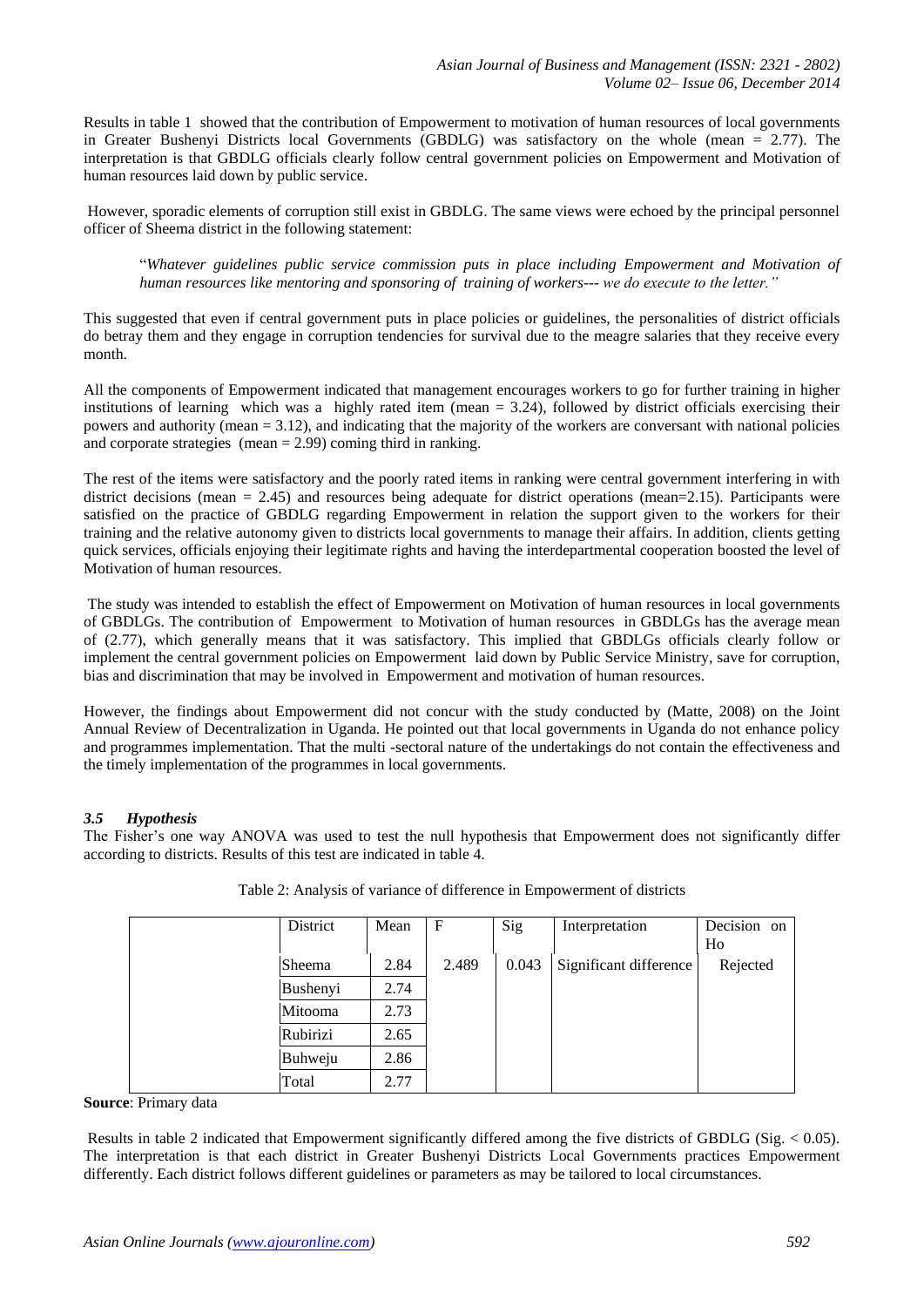Results in table 1 showed that the contribution of Empowerment to motivation of human resources of local governments in Greater Bushenyi Districts local Governments (GBDLG) was satisfactory on the whole (mean = 2.77). The interpretation is that GBDLG officials clearly follow central government policies on Empowerment and Motivation of human resources laid down by public service.

However, sporadic elements of corruption still exist in GBDLG. The same views were echoed by the principal personnel officer of Sheema district in the following statement:

> "*Whatever guidelines public service commission puts in place including Empowerment and Motivation of human resources like mentoring and sponsoring of training of workers--- we do execute to the letter."*

This suggested that even if central government puts in place policies or guidelines, the personalities of district officials do betray them and they engage in corruption tendencies for survival due to the meagre salaries that they receive every month.

All the components of Empowerment indicated that management encourages workers to go for further training in higher institutions of learning which was a highly rated item (mean = 3.24), followed by district officials exercising their powers and authority (mean = 3.12), and indicating that the majority of the workers are conversant with national policies and corporate strategies (mean = 2.99) coming third in ranking.

The rest of the items were satisfactory and the poorly rated items in ranking were central government interfering in with district decisions (mean = 2.45) and resources being adequate for district operations (mean=2.15). Participants were satisfied on the practice of GBDLG regarding Empowerment in relation the support given to the workers for their training and the relative autonomy given to districts local governments to manage their affairs. In addition, clients getting quick services, officials enjoying their legitimate rights and having the interdepartmental cooperation boosted the level of Motivation of human resources.

The study was intended to establish the effect of Empowerment on Motivation of human resources in local governments of GBDLGs. The contribution of Empowerment to Motivation of human resources in GBDLGs has the average mean of (2.77), which generally means that it was satisfactory. This implied that GBDLGs officials clearly follow or implement the central government policies on Empowerment laid down by Public Service Ministry, save for corruption, bias and discrimination that may be involved in Empowerment and motivation of human resources.

However, the findings about Empowerment did not concur with the study conducted by (Matte, 2008) on the Joint Annual Review of Decentralization in Uganda. He pointed out that local governments in Uganda do not enhance policy and programmes implementation. That the multi -sectoral nature of the undertakings do not contain the effectiveness and the timely implementation of the programmes in local governments.

### *3.5 Hypothesis*

The Fisher's one way ANOVA was used to test the null hypothesis that Empowerment does not significantly differ according to districts. Results of this test are indicated in table 4.

Table 2: Analysis of variance of difference in Empowerment of districts

| | District | Mean | F | Sig | Interpretation | Decision on Ho |
|---|---|---|---|---|---|---|
| | Sheema | 2.84 | 2.489 | 0.043 | Significant difference | Rejected |
| | Bushenyi | 2.74 | | | | |
| | Mitooma | 2.73 | | | | |
| | Rubirizi | 2.65 | | | | |
| | Buhweju | 2.86 | | | | |
| | Total | 2.77 | | | | |

**Source**: Primary data

Results in table 2 indicated that Empowerment significantly differed among the five districts of GBDLG (Sig. < 0.05). The interpretation is that each district in Greater Bushenyi Districts Local Governments practices Empowerment differently. Each district follows different guidelines or parameters as may be tailored to local circumstances.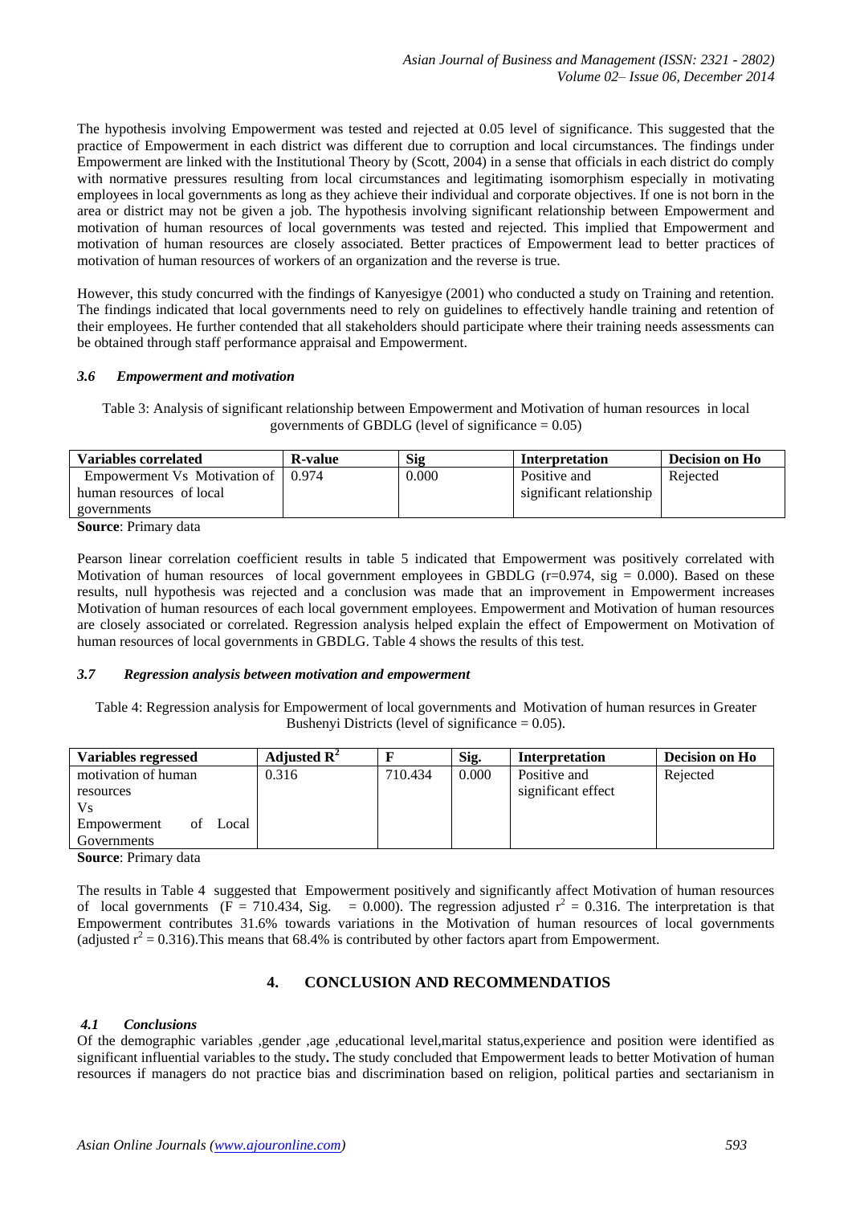The hypothesis involving Empowerment was tested and rejected at 0.05 level of significance. This suggested that the practice of Empowerment in each district was different due to corruption and local circumstances. The findings under Empowerment are linked with the Institutional Theory by (Scott, 2004) in a sense that officials in each district do comply with normative pressures resulting from local circumstances and legitimating isomorphism especially in motivating employees in local governments as long as they achieve their individual and corporate objectives. If one is not born in the area or district may not be given a job. The hypothesis involving significant relationship between Empowerment and motivation of human resources of local governments was tested and rejected. This implied that Empowerment and motivation of human resources are closely associated. Better practices of Empowerment lead to better practices of motivation of human resources of workers of an organization and the reverse is true.

However, this study concurred with the findings of Kanyesigye (2001) who conducted a study on Training and retention. The findings indicated that local governments need to rely on guidelines to effectively handle training and retention of their employees. He further contended that all stakeholders should participate where their training needs assessments can be obtained through staff performance appraisal and Empowerment.

### *3.6 Empowerment and motivation*

Table 3: Analysis of significant relationship between Empowerment and Motivation of human resources in local governments of GBDLG (level of significance = 0.05)

| Variables correlated | R-value | Sig | Interpretation | Decision on Ho |
|---|---|---|---|---|
| Empowerment Vs Motivation of human resources of local governments | 0.974 | 0.000 | Positive and significant relationship | Rejected |

**Source**: Primary data

Pearson linear correlation coefficient results in table 5 indicated that Empowerment was positively correlated with Motivation of human resources of local government employees in GBDLG (r=0.974, sig = 0.000). Based on these results, null hypothesis was rejected and a conclusion was made that an improvement in Empowerment increases Motivation of human resources of each local government employees. Empowerment and Motivation of human resources are closely associated or correlated. Regression analysis helped explain the effect of Empowerment on Motivation of human resources of local governments in GBDLG. Table 4 shows the results of this test.

### *3.7 Regression analysis between motivation and empowerment*

Table 4: Regression analysis for Empowerment of local governments and Motivation of human resurces in Greater Bushenyi Districts (level of significance = 0.05).

| Variables regressed | Adjusted $R^2$ | F | Sig. | Interpretation | Decision on Ho |
|---|---|---|---|---|---|
| motivation of human resources Vs Empowerment of Local Governments | 0.316 | 710.434 | 0.000 | Positive and significant effect | Rejected |

**Source**: Primary data

The results in Table 4 suggested that Empowerment positively and significantly affect Motivation of human resources of local governments (F = 710.434, Sig. = 0.000). The regression adjusted $r^2$ = 0.316. The interpretation is that Empowerment contributes 31.6% towards variations in the Motivation of human resources of local governments (adjusted $r^2$ = 0.316).This means that 68.4% is contributed by other factors apart from Empowerment.

## 4. CONCLUSION AND RECOMMENDATIOS

### *4.1 Conclusions*

Of the demographic variables ,gender ,age ,educational level,marital status,experience and position were identified as significant influential variables to the study**.** The study concluded that Empowerment leads to better Motivation of human resources if managers do not practice bias and discrimination based on religion, political parties and sectarianism in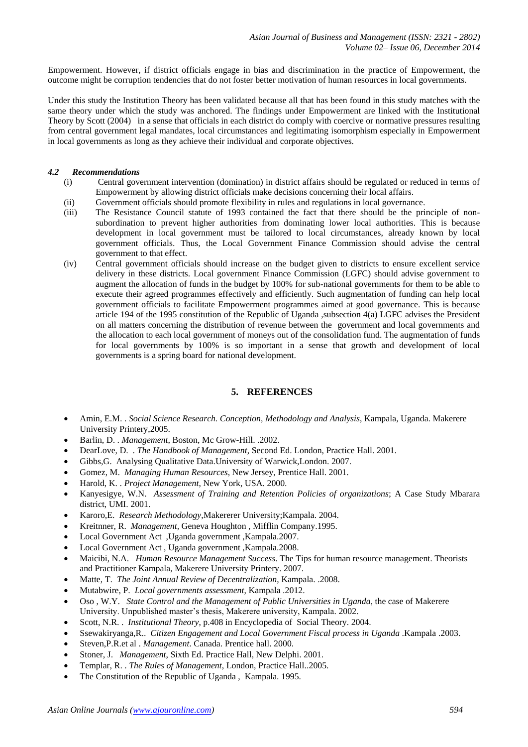Empowerment. However, if district officials engage in bias and discrimination in the practice of Empowerment, the outcome might be corruption tendencies that do not foster better motivation of human resources in local governments.

Under this study the Institution Theory has been validated because all that has been found in this study matches with the same theory under which the study was anchored. The findings under Empowerment are linked with the Institutional Theory by Scott (2004) in a sense that officials in each district do comply with coercive or normative pressures resulting from central government legal mandates, local circumstances and legitimating isomorphism especially in Empowerment in local governments as long as they achieve their individual and corporate objectives.

### *4.2 Recommendations*

(i) Central government intervention (domination) in district affairs should be regulated or reduced in terms of Empowerment by allowing district officials make decisions concerning their local affairs.

(ii) Government officials should promote flexibility in rules and regulations in local governance.

(iii) The Resistance Council statute of 1993 contained the fact that there should be the principle of non-subordination to prevent higher authorities from dominating lower local authorities. This is because development in local government must be tailored to local circumstances, already known by local government officials. Thus, the Local Government Finance Commission should advise the central government to that effect.

(iv) Central government officials should increase on the budget given to districts to ensure excellent service delivery in these districts. Local government Finance Commission (LGFC) should advise government to augment the allocation of funds in the budget by 100% for sub-national governments for them to be able to execute their agreed programmes effectively and efficiently. Such augmentation of funding can help local government officials to facilitate Empowerment programmes aimed at good governance. This is because article 194 of the 1995 constitution of the Republic of Uganda ,subsection 4(a) LGFC advises the President on all matters concerning the distribution of revenue between the government and local governments and the allocation to each local government of moneys out of the consolidation fund. The augmentation of funds for local governments by 100% is so important in a sense that growth and development of local governments is a spring board for national development.

## 5. REFERENCES

- Amin, E.M. . *Social Science Research. Conception, Methodology and Analysis*, Kampala, Uganda. Makerere University Printery,2005.
- Barlin, D. . *Management*, Boston, Mc Grow-Hill. .2002.
- DearLove, D. . *The Handbook of Management*, Second Ed. London, Practice Hall. 2001.
- Gibbs,G. Analysing Qualitative Data.University of Warwick,London. 2007.
- Gomez, M. *Managing Human Resources*, New Jersey, Prentice Hall. 2001.
- Harold, K. . *Project Management*, New York, USA. 2000.
- Kanyesigye, W.N. *Assessment of Training and Retention Policies of organizations*; A Case Study Mbarara district, UMI. 2001.
- Karoro,E. *Research Methodology*,Makererer University;Kampala. 2004.
- Kreitnner, R. *Management,* Geneva Houghton , Mifflin Company.1995.
- Local Government Act ,Uganda government ,Kampala.2007.
- Local Government Act , Uganda government ,Kampala.2008.
- Maicibi, N.A. *Human Resource Management Success*. The Tips for human resource management. Theorists and Practitioner Kampala, Makerere University Printery. 2007.
- Matte, T. *The Joint Annual Review of Decentralization*, Kampala. .2008.
- Mutabwire, P. *Local governments assessment*, Kampala .2012.
- Oso , W.Y. *State Control and the Management of Public Universities in Uganda*, the case of Makerere University. Unpublished master's thesis, Makerere university, Kampala. 2002.
- Scott, N.R. . *Institutional Theory*, p.408 in Encyclopedia of Social Theory. 2004.
- Ssewakiryanga,R.. *Citizen Engagement and Local Government Fiscal process in Uganda* .Kampala .2003.
- Steven,P.R.et al . *Management.* Canada. Prentice hall. 2000.
- Stoner, J. *Management,* Sixth Ed. Practice Hall, New Delphi. 2001.
- Templar, R. . *The Rules of Management,* London, Practice Hall..2005.
- The Constitution of the Republic of Uganda , Kampala. 1995.